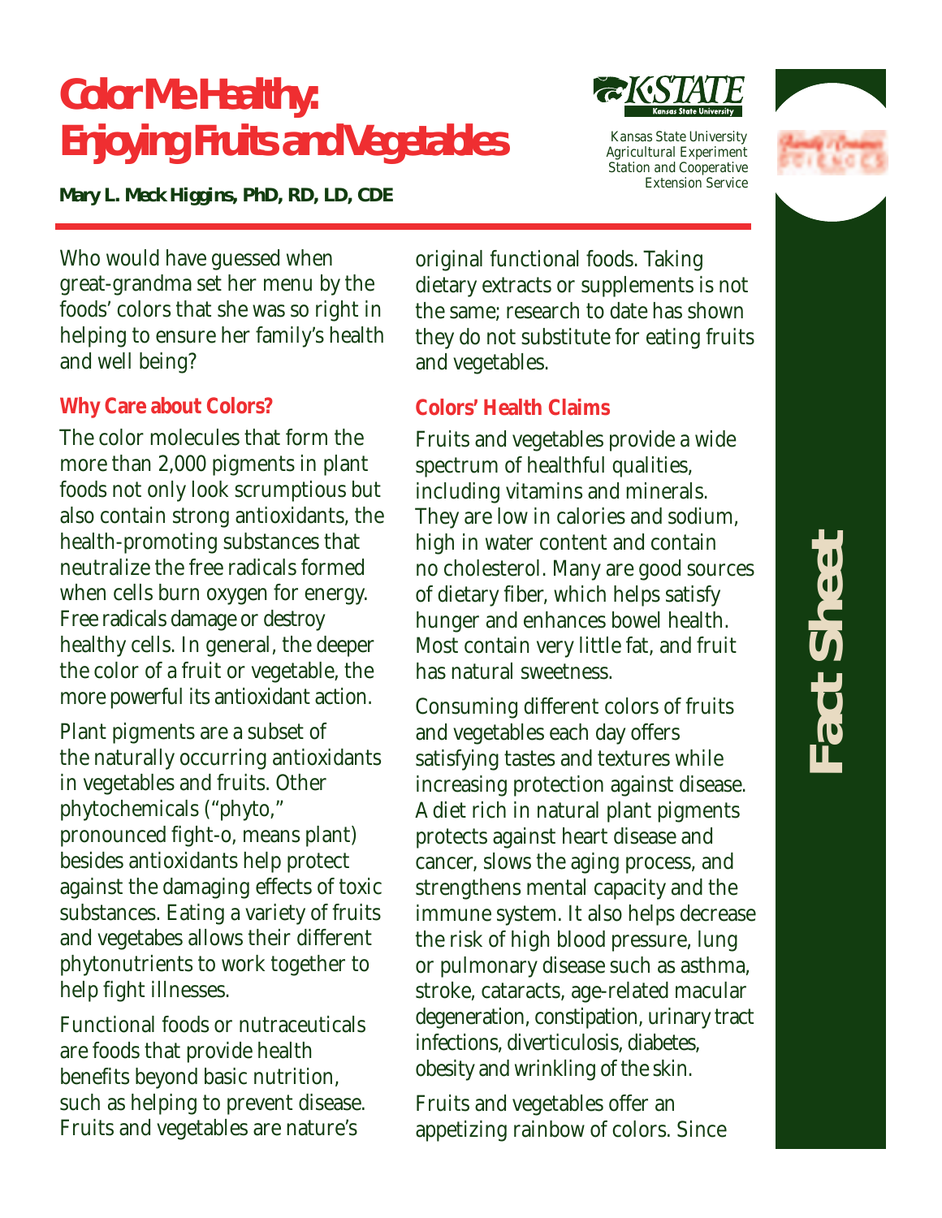# Color Me Healthy: Enjoying Fruits and Vegetables

**Mary L. Meck Higgins, PhD, RD, LD, CDE**

Kansas State University Agricultural Experiment Station and Cooperative Extension Service

Fact Sheet

Who would have guessed when great-grandma set her menu by the foods' colors that she was so right in helping to ensure her family's health and well being?

## Why Care about Colors?

The color molecules that form the more than 2,000 pigments in plant foods not only look scrumptious but also contain strong antioxidants, the health-promoting substances that neutralize the free radicals formed when cells burn oxygen for energy. Free radicals damage or destroy healthy cells. In general, the deeper the color of a fruit or vegetable, the more powerful its antioxidant action.

Plant pigments are a subset of the naturally occurring antioxidants in vegetables and fruits. Other phytochemicals ("phyto," pronounced fight-o, means plant) besides antioxidants help protect against the damaging effects of toxic substances. Eating a variety of fruits and vegetabes allows their different phytonutrients to work together to help fight illnesses.

Functional foods or nutraceuticals are foods that provide health benefits beyond basic nutrition, such as helping to prevent disease. Fruits and vegetables are nature's original functional foods. Taking dietary extracts or supplements is not the same; research to date has shown they do not substitute for eating fruits and vegetables.

## Colors' Health Claims

Fruits and vegetables provide a wide spectrum of healthful qualities, including vitamins and minerals. They are low in calories and sodium, high in water content and contain no cholesterol. Many are good sources of dietary fiber, which helps satisfy hunger and enhances bowel health. Most contain very little fat, and fruit has natural sweetness.

Consuming different colors of fruits and vegetables each day offers satisfying tastes and textures while increasing protection against disease. A diet rich in natural plant pigments protects against heart disease and cancer, slows the aging process, and strengthens mental capacity and the immune system. It also helps decrease the risk of high blood pressure, lung or pulmonary disease such as asthma, stroke, cataracts, age-related macular degeneration, constipation, urinary tract infections, diverticulosis, diabetes, obesity and wrinkling of the skin.

Fruits and vegetables offer an appetizing rainbow of colors. Since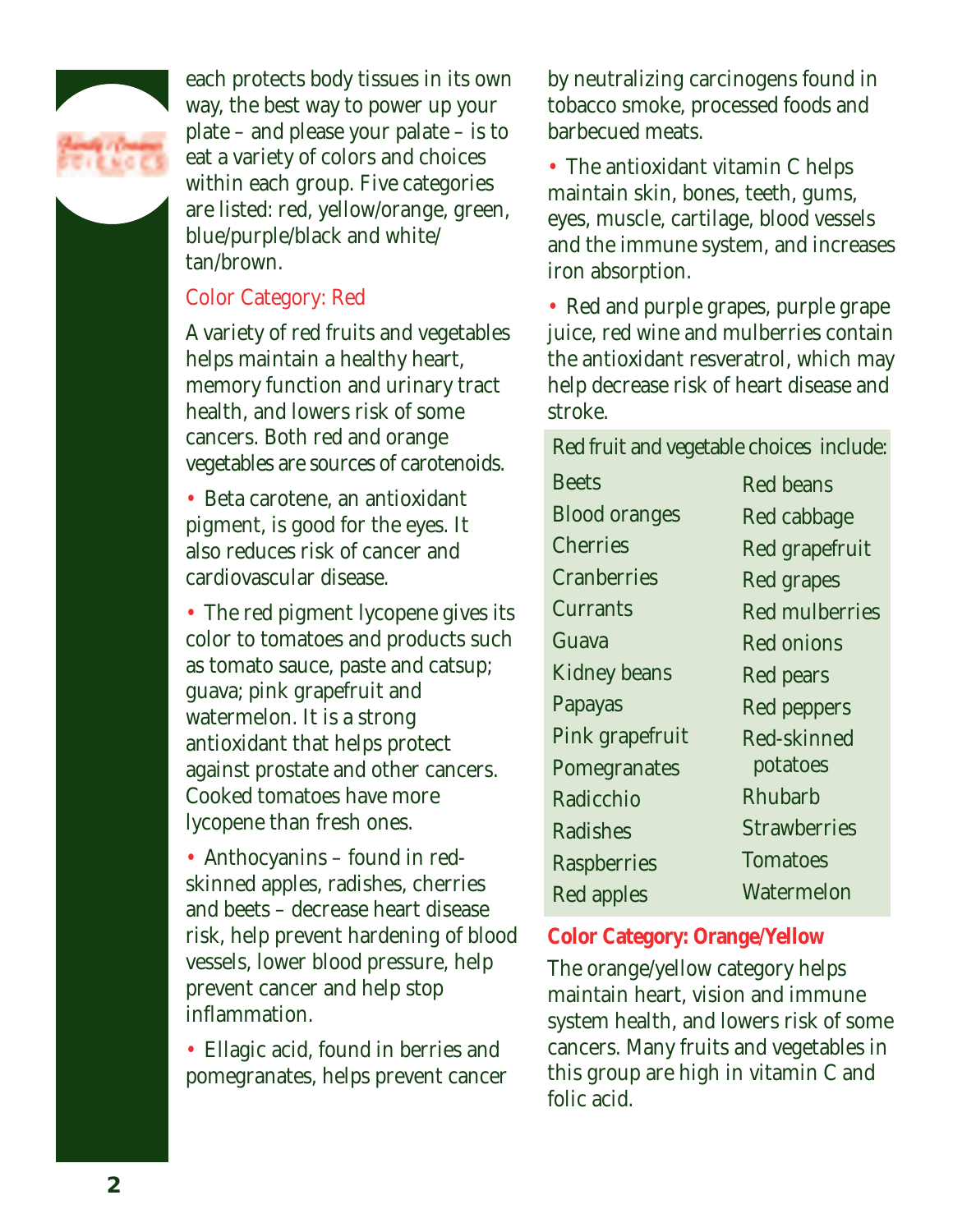each protects body tissues in its own way, the best way to power up your plate – and please your palate – is to eat a variety of colors and choices within each group. Five categories are listed: red, yellow/orange, green, blue/purple/black and white/tan/brown.

## Color Category: Red

A variety of red fruits and vegetables helps maintain a healthy heart, memory function and urinary tract health, and lowers risk of some cancers. Both red and orange vegetables are sources of carotenoids.

- Beta carotene, an antioxidant pigment, is good for the eyes. It also reduces risk of cancer and cardiovascular disease.
- The red pigment lycopene gives its color to tomatoes and products such as tomato sauce, paste and catsup; guava; pink grapefruit and watermelon. It is a strong antioxidant that helps protect against prostate and other cancers. Cooked tomatoes have more lycopene than fresh ones.
- Anthocyanins – found in red-skinned apples, radishes, cherries and beets – decrease heart disease risk, help prevent hardening of blood vessels, lower blood pressure, help prevent cancer and help stop inflammation.
- Ellagic acid, found in berries and pomegranates, helps prevent cancer by neutralizing carcinogens found in tobacco smoke, processed foods and barbecued meats.
- The antioxidant vitamin C helps maintain skin, bones, teeth, gums, eyes, muscle, cartilage, blood vessels and the immune system, and increases iron absorption.
- Red and purple grapes, purple grape juice, red wine and mulberries contain the antioxidant resveratrol, which may help decrease risk of heart disease and stroke.

Red fruit and vegetable choices include:

| | |
|---|---|
| Beets | Red beans |
| Blood oranges | Red cabbage |
| Cherries | Red grapefruit |
| Cranberries | Red grapes |
| Currants | Red mulberries |
| Guava | Red onions |
| Kidney beans | Red pears |
| Papayas | Red peppers |
| Pink grapefruit | Red-skinned potatoes |
| Pomegranates | Rhubarb |
| Radicchio | Strawberries |
| Radishes | Tomatoes |
| Raspberries | Watermelon |
| Red apples | |

## Color Category: Orange/Yellow

The orange/yellow category helps maintain heart, vision and immune system health, and lowers risk of some cancers. Many fruits and vegetables in this group are high in vitamin C and folic acid.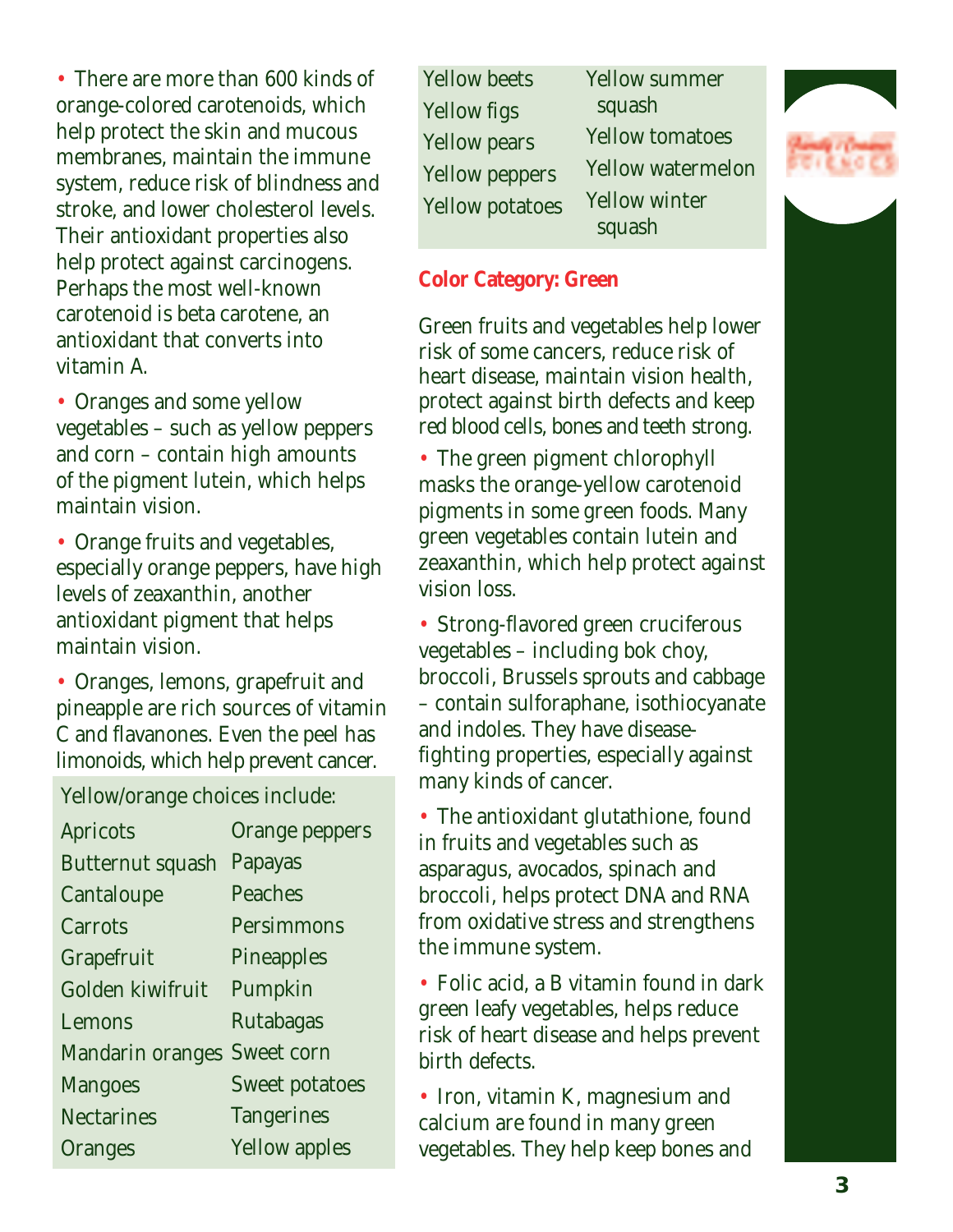- There are more than 600 kinds of orange-colored carotenoids, which help protect the skin and mucous membranes, maintain the immune system, reduce risk of blindness and stroke, and lower cholesterol levels. Their antioxidant properties also help protect against carcinogens. Perhaps the most well-known carotenoid is beta carotene, an antioxidant that converts into vitamin A.

- Oranges and some yellow vegetables – such as yellow peppers and corn – contain high amounts of the pigment lutein, which helps maintain vision.

- Orange fruits and vegetables, especially orange peppers, have high levels of zeaxanthin, another antioxidant pigment that helps maintain vision.

- Oranges, lemons, grapefruit and pineapple are rich sources of vitamin C and flavanones. Even the peel has limonoids, which help prevent cancer.

Yellow/orange choices include:

| | |
|---|---|
| Apricots | Orange peppers |
| Butternut squash | Papayas |
| Cantaloupe | Peaches |
| Carrots | Persimmons |
| Grapefruit | Pineapples |
| Golden kiwifruit | Pumpkin |
| Lemons | Rutabagas |
| Mandarin oranges | Sweet corn |
| Mangoes | Sweet potatoes |
| Nectarines | Tangerines |
| Oranges | Yellow apples |
| Yellow beets | Yellow summer squash |
| Yellow figs | Yellow tomatoes |
| Yellow pears | Yellow watermelon |
| Yellow peppers | Yellow winter squash |
| Yellow potatoes | |

**Color Category: Green**

Green fruits and vegetables help lower risk of some cancers, reduce risk of heart disease, maintain vision health, protect against birth defects and keep red blood cells, bones and teeth strong.

- The green pigment chlorophyll masks the orange-yellow carotenoid pigments in some green foods. Many green vegetables contain lutein and zeaxanthin, which help protect against vision loss.

- Strong-flavored green cruciferous vegetables – including bok choy, broccoli, Brussels sprouts and cabbage – contain sulforaphane, isothiocyanate and indoles. They have disease-fighting properties, especially against many kinds of cancer.

- The antioxidant glutathione, found in fruits and vegetables such as asparagus, avocados, spinach and broccoli, helps protect DNA and RNA from oxidative stress and strengthens the immune system.

- Folic acid, a B vitamin found in dark green leafy vegetables, helps reduce risk of heart disease and helps prevent birth defects.

- Iron, vitamin K, magnesium and calcium are found in many green vegetables. They help keep bones and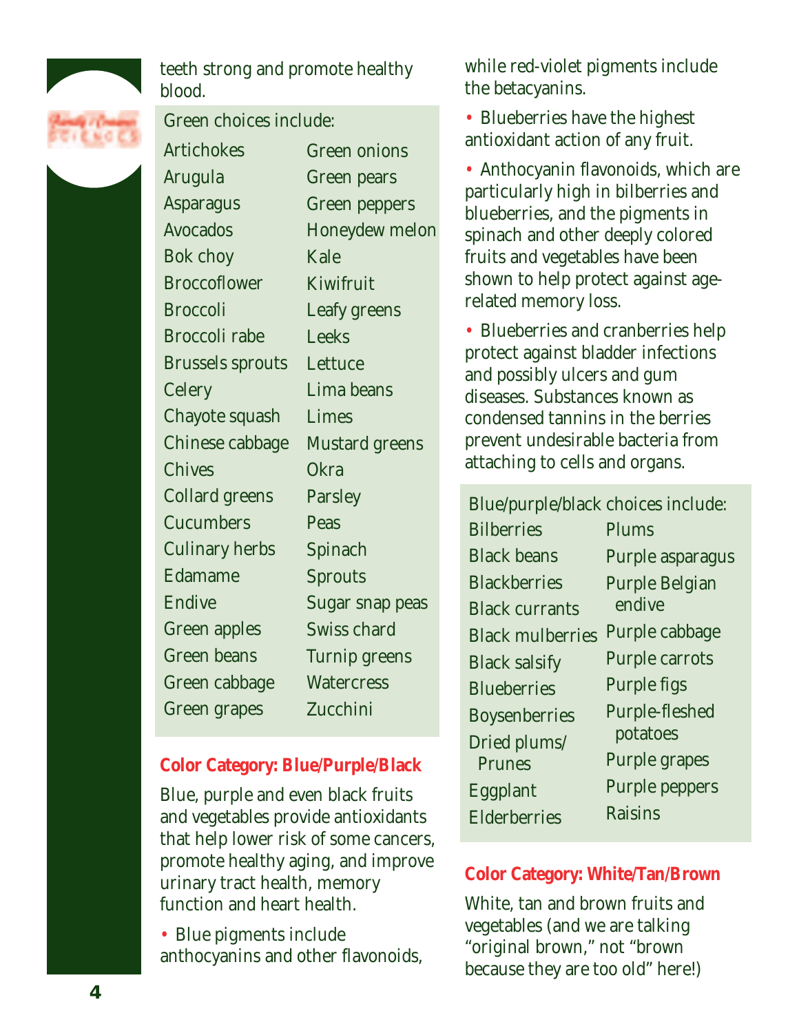teeth strong and promote healthy blood.

| Green choices include: | |
| --- | --- |
| Artichokes | Green onions |
| Arugula | Green pears |
| Asparagus | Green peppers |
| Avocados | Honeydew melon |
| Bok choy | Kale |
| Broccoflower | Kiwifruit |
| Broccoli | Leafy greens |
| Broccoli rabe | Leeks |
| Brussels sprouts | Lettuce |
| Celery | Lima beans |
| Chayote squash | Limes |
| Chinese cabbage | Mustard greens |
| Chives | Okra |
| Collard greens | Parsley |
| Cucumbers | Peas |
| Culinary herbs | Spinach |
| Edamame | Sprouts |
| Endive | Sugar snap peas |
| Green apples | Swiss chard |
| Green beans | Turnip greens |
| Green cabbage | Watercress |
| Green grapes | Zucchini |

**Color Category: Blue/Purple/Black**

Blue, purple and even black fruits and vegetables provide antioxidants that help lower risk of some cancers, promote healthy aging, and improve urinary tract health, memory function and heart health.

- Blue pigments include anthocyanins and other flavonoids, while red-violet pigments include the betacyanins.
- Blueberries have the highest antioxidant action of any fruit.
- Anthocyanin flavonoids, which are particularly high in bilberries and blueberries, and the pigments in spinach and other deeply colored fruits and vegetables have been shown to help protect against age-related memory loss.
- Blueberries and cranberries help protect against bladder infections and possibly ulcers and gum diseases. Substances known as condensed tannins in the berries prevent undesirable bacteria from attaching to cells and organs.

| Blue/purple/black choices include: | |
| --- | --- |
| Bilberries | Plums |
| Black beans | Purple asparagus |
| Blackberries | Purple Belgian endive |
| Black currants | Purple cabbage |
| Black mulberries | Purple carrots |
| Black salsify | Purple figs |
| Blueberries | Purple-fleshed potatoes |
| Boysenberries | Purple grapes |
| Dried plums/ Prunes | Purple peppers |
| Eggplant | Raisins |
| Elderberries | |

**Color Category: White/Tan/Brown**

White, tan and brown fruits and vegetables (and we are talking "original brown," not "brown because they are too old" here!)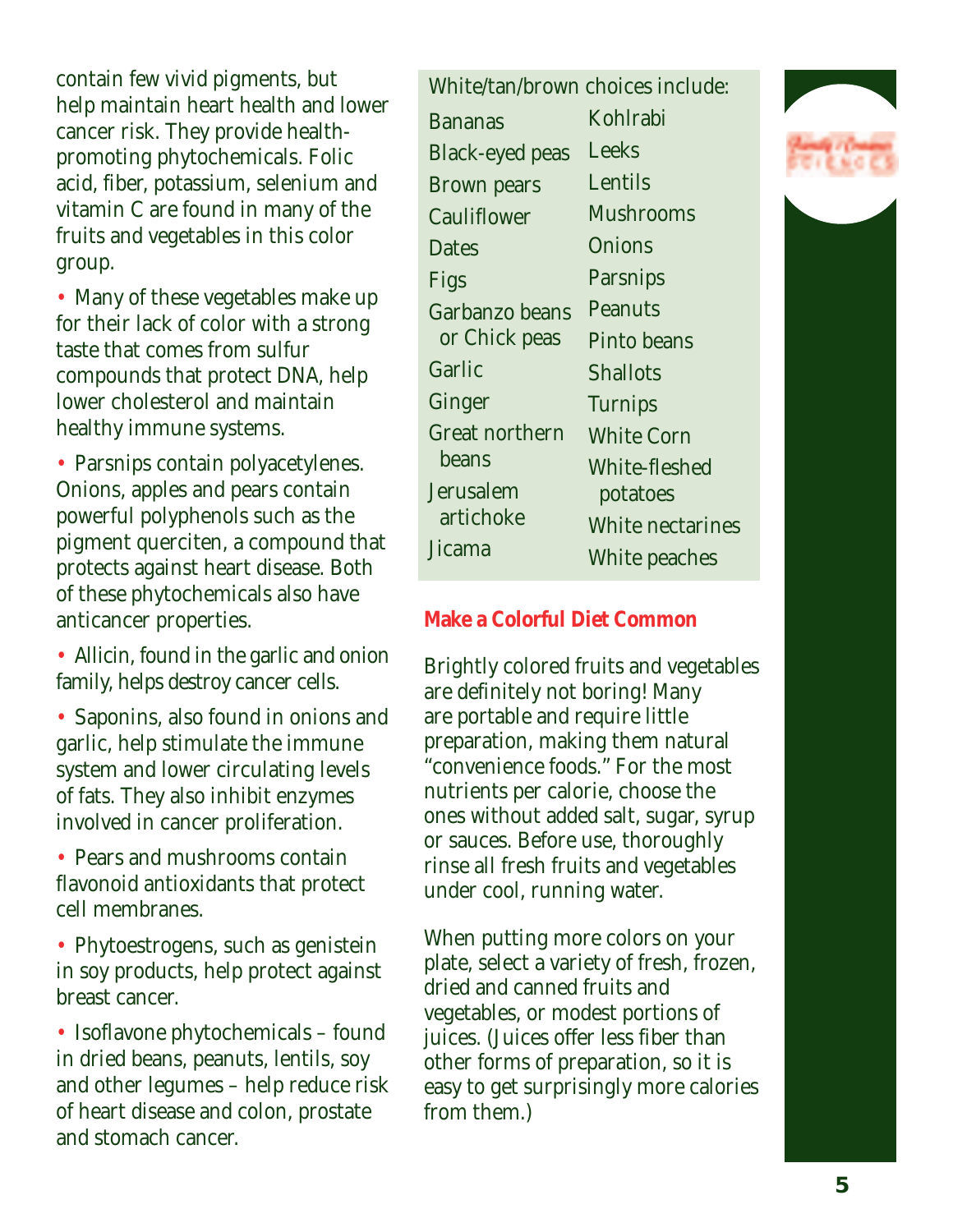contain few vivid pigments, but help maintain heart health and lower cancer risk. They provide health-promoting phytochemicals. Folic acid, fiber, potassium, selenium and vitamin C are found in many of the fruits and vegetables in this color group.

- Many of these vegetables make up for their lack of color with a strong taste that comes from sulfur compounds that protect DNA, help lower cholesterol and maintain healthy immune systems.
- Parsnips contain polyacetylenes. Onions, apples and pears contain powerful polyphenols such as the pigment querciten, a compound that protects against heart disease. Both of these phytochemicals also have anticancer properties.
- Allicin, found in the garlic and onion family, helps destroy cancer cells.
- Saponins, also found in onions and garlic, help stimulate the immune system and lower circulating levels of fats. They also inhibit enzymes involved in cancer proliferation.
- Pears and mushrooms contain flavonoid antioxidants that protect cell membranes.
- Phytoestrogens, such as genistein in soy products, help protect against breast cancer.
- Isoflavone phytochemicals – found in dried beans, peanuts, lentils, soy and other legumes – help reduce risk of heart disease and colon, prostate and stomach cancer.

White/tan/brown choices include:

- Bananas
- Black-eyed peas
- Brown pears
- Cauliflower
- Dates
- Figs
- Garbanzo beans or Chick peas
- Garlic
- Ginger
- Great northern beans
- Jerusalem artichoke
- Jicama
- Kohlrabi
- Leeks
- Lentils
- Mushrooms
- Onions
- Parsnips
- Peanuts
- Pinto beans
- Shallots
- Turnips
- White Corn
- White-fleshed potatoes
- White nectarines
- White peaches

## Make a Colorful Diet Common

Brightly colored fruits and vegetables are definitely not boring! Many are portable and require little preparation, making them natural "convenience foods." For the most nutrients per calorie, choose the ones without added salt, sugar, syrup or sauces. Before use, thoroughly rinse all fresh fruits and vegetables under cool, running water.

When putting more colors on your plate, select a variety of fresh, frozen, dried and canned fruits and vegetables, or modest portions of juices. (Juices offer less fiber than other forms of preparation, so it is easy to get surprisingly more calories from them.)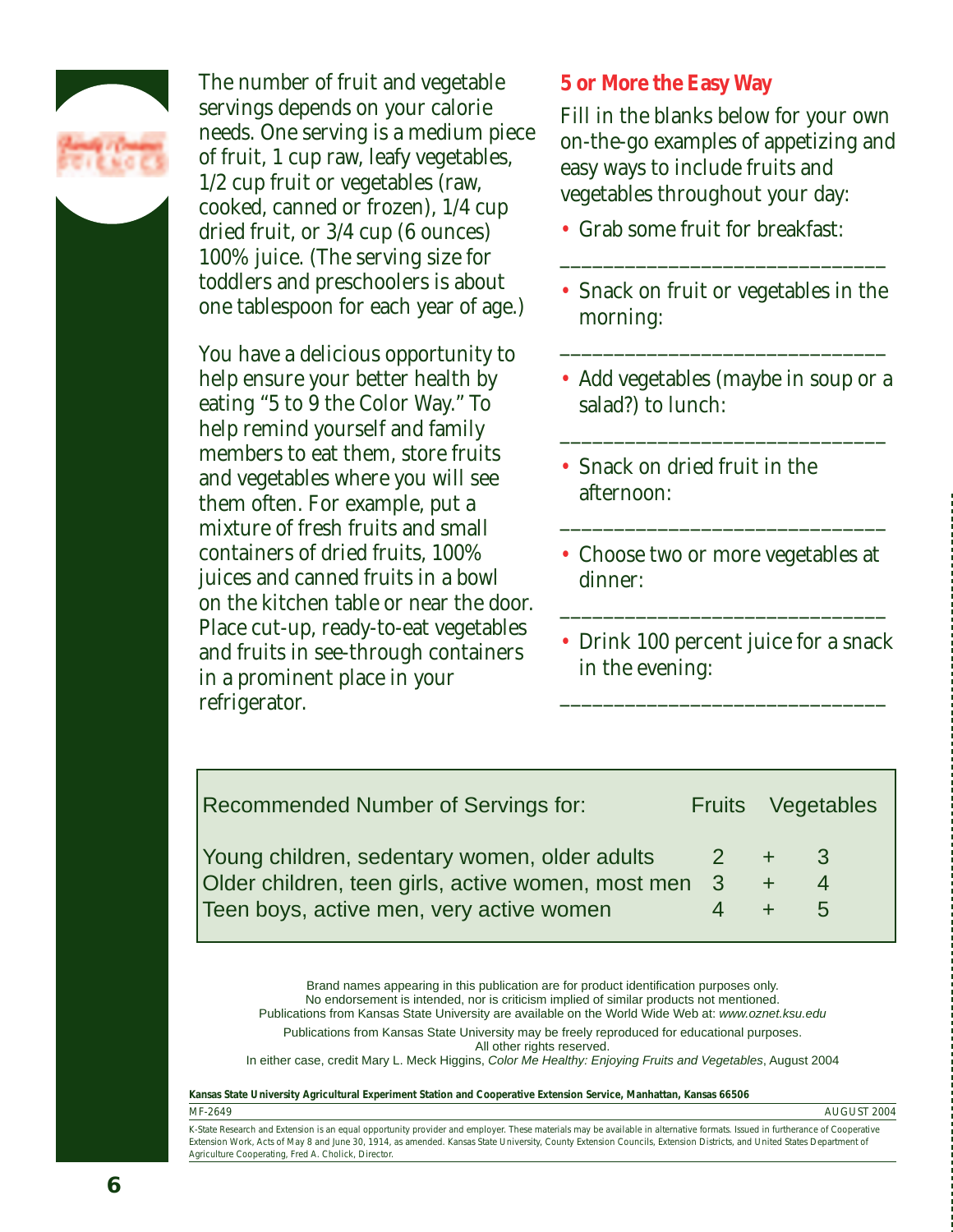The number of fruit and vegetable servings depends on your calorie needs. One serving is a medium piece of fruit, 1 cup raw, leafy vegetables, 1/2 cup fruit or vegetables (raw, cooked, canned or frozen), 1/4 cup dried fruit, or 3/4 cup (6 ounces) 100% juice. (The serving size for toddlers and preschoolers is about one tablespoon for each year of age.)

You have a delicious opportunity to help ensure your better health by eating "5 to 9 the Color Way." To help remind yourself and family members to eat them, store fruits and vegetables where you will see them often. For example, put a mixture of fresh fruits and small containers of dried fruits, 100% juices and canned fruits in a bowl on the kitchen table or near the door. Place cut-up, ready-to-eat vegetables and fruits in see-through containers in a prominent place in your refrigerator.

## 5 or More the Easy Way

Fill in the blanks below for your own on-the-go examples of appetizing and easy ways to include fruits and vegetables throughout your day:

- Grab some fruit for breakfast:

  ______________________________

- Snack on fruit or vegetables in the morning:

  ______________________________

- Add vegetables (maybe in soup or a salad?) to lunch:

  ______________________________

- Snack on dried fruit in the afternoon:

  ______________________________

- Choose two or more vegetables at dinner:

  ______________________________

- Drink 100 percent juice for a snack in the evening:

  ______________________________

| Recommended Number of Servings for: | Fruits | | Vegetables |
|---|---|---|---|
| Young children, sedentary women, older adults | 2 | + | 3 |
| Older children, teen girls, active women, most men | 3 | + | 4 |
| Teen boys, active men, very active women | 4 | + | 5 |

Brand names appearing in this publication are for product identification purposes only.
No endorsement is intended, nor is criticism implied of similar products not mentioned.
Publications from Kansas State University are available on the World Wide Web at: *www.oznet.ksu.edu*

Publications from Kansas State University may be freely reproduced for educational purposes.
All other rights reserved.
In either case, credit Mary L. Meck Higgins, *Color Me Healthy: Enjoying Fruits and Vegetables*, August 2004

**Kansas State University Agricultural Experiment Station and Cooperative Extension Service, Manhattan, Kansas 66506**

MF-2649 AUGUST 2004

K-State Research and Extension is an equal opportunity provider and employer. These materials may be available in alternative formats. Issued in furtherance of Cooperative Extension Work, Acts of May 8 and June 30, 1914, as amended. Kansas State University, County Extension Councils, Extension Districts, and United States Department of Agriculture Cooperating, Fred A. Cholick, Director.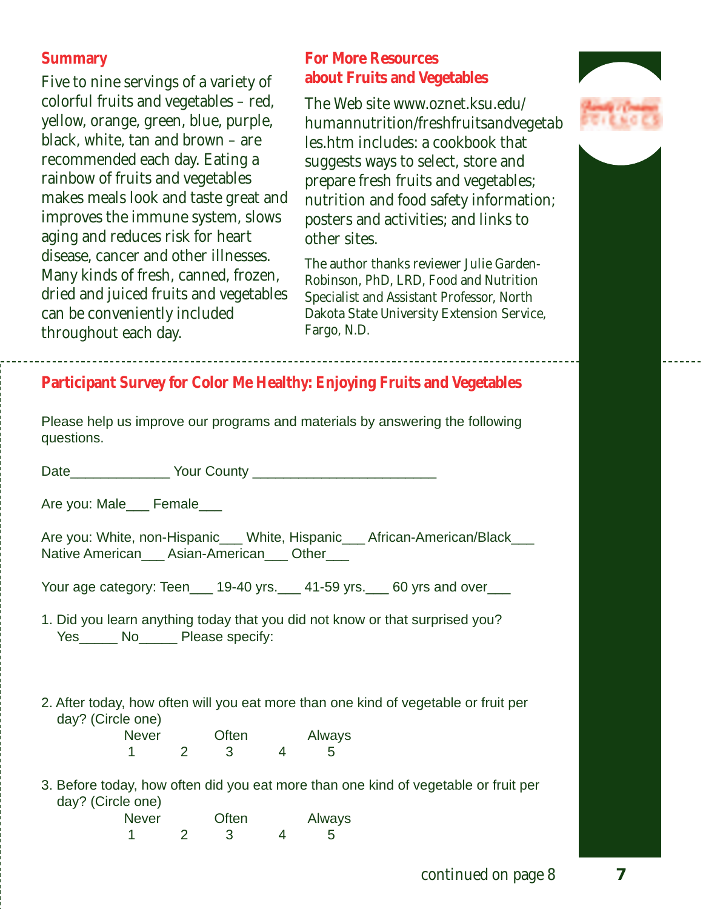## Summary

Five to nine servings of a variety of colorful fruits and vegetables – red, yellow, orange, green, blue, purple, black, white, tan and brown – are recommended each day. Eating a rainbow of fruits and vegetables makes meals look and taste great and improves the immune system, slows aging and reduces risk for heart disease, cancer and other illnesses. Many kinds of fresh, canned, frozen, dried and juiced fruits and vegetables can be conveniently included throughout each day.

## For More Resources about Fruits and Vegetables

The Web site www.oznet.ksu.edu/humannutrition/freshfruitsandvegetables.htm includes: a cookbook that suggests ways to select, store and prepare fresh fruits and vegetables; nutrition and food safety information; posters and activities; and links to other sites.

The author thanks reviewer Julie Garden-Robinson, PhD, LRD, Food and Nutrition Specialist and Assistant Professor, North Dakota State University Extension Service, Fargo, N.D.

## Participant Survey for Color Me Healthy: Enjoying Fruits and Vegetables

Please help us improve our programs and materials by answering the following questions.

Date_____________ Your County _______________________

Are you: Male___ Female___

Are you: White, non-Hispanic___ White, Hispanic___ African-American/Black___ Native American___ Asian-American___ Other___

Your age category: Teen___ 19-40 yrs.___ 41-59 yrs.___ 60 yrs and over___

1. Did you learn anything today that you did not know or that surprised you?
   Yes_____ No_____ Please specify:

2. After today, how often will you eat more than one kind of vegetable or fruit per day? (Circle one)

| Never | | Often | | Always |
|---|---|---|---|---|
| 1 | 2 | 3 | 4 | 5 |

3. Before today, how often did you eat more than one kind of vegetable or fruit per day? (Circle one)

| Never | | Often | | Always |
|---|---|---|---|---|
| 1 | 2 | 3 | 4 | 5 |

*continued on page 8*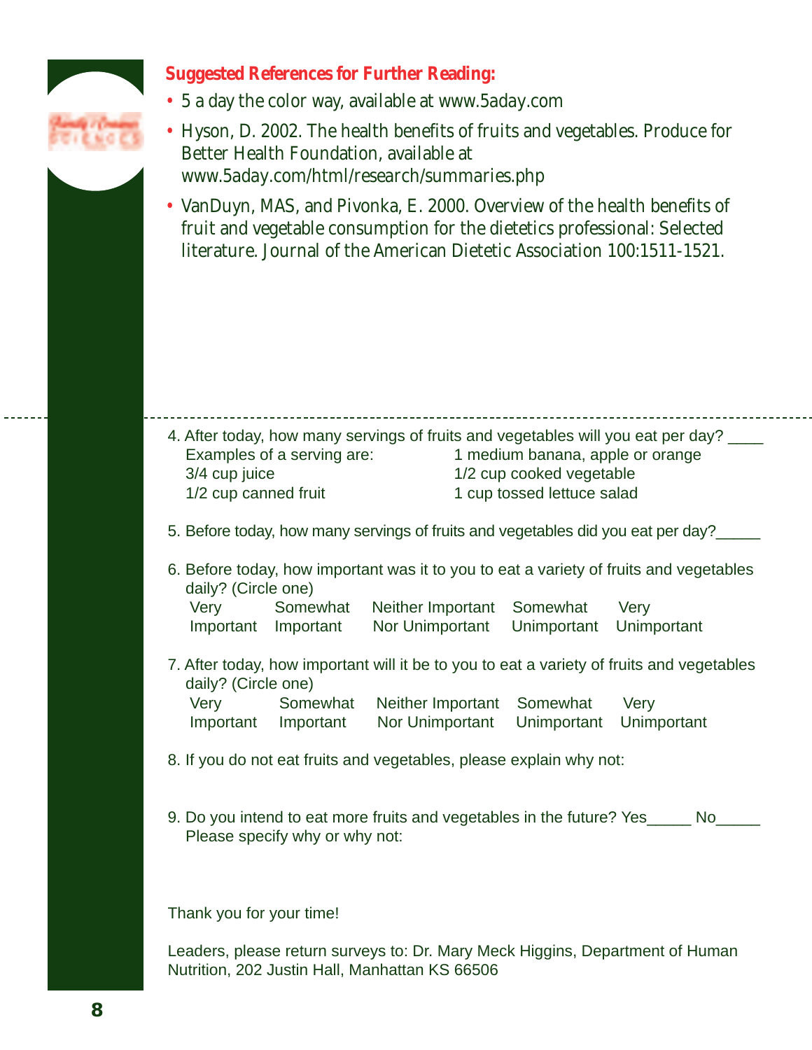## Suggested References for Further Reading:

- 5 a day the color way, available at www.5aday.com
- Hyson, D. 2002. The health benefits of fruits and vegetables. Produce for Better Health Foundation, available at www.5aday.com/html/research/summaries.php
- VanDuyn, MAS, and Pivonka, E. 2000. Overview of the health benefits of fruit and vegetable consumption for the dietetics professional: Selected literature. Journal of the American Dietetic Association 100:1511-1521.

---

4. After today, how many servings of fruits and vegetables will you eat per day? ____

   Examples of a serving are: 1 medium banana, apple or orange
   3/4 cup juice 1/2 cup cooked vegetable
   1/2 cup canned fruit 1 cup tossed lettuce salad

5. Before today, how many servings of fruits and vegetables did you eat per day?_____

6. Before today, how important was it to you to eat a variety of fruits and vegetables daily? (Circle one)

   Very Important Somewhat Important Neither Important Nor Unimportant Somewhat Unimportant Very Unimportant

7. After today, how important will it be to you to eat a variety of fruits and vegetables daily? (Circle one)

   Very Important Somewhat Important Neither Important Nor Unimportant Somewhat Unimportant Very Unimportant

8. If you do not eat fruits and vegetables, please explain why not:

9. Do you intend to eat more fruits and vegetables in the future? Yes_____ No_____
   Please specify why or why not:

Thank you for your time!

Leaders, please return surveys to: Dr. Mary Meck Higgins, Department of Human Nutrition, 202 Justin Hall, Manhattan KS 66506